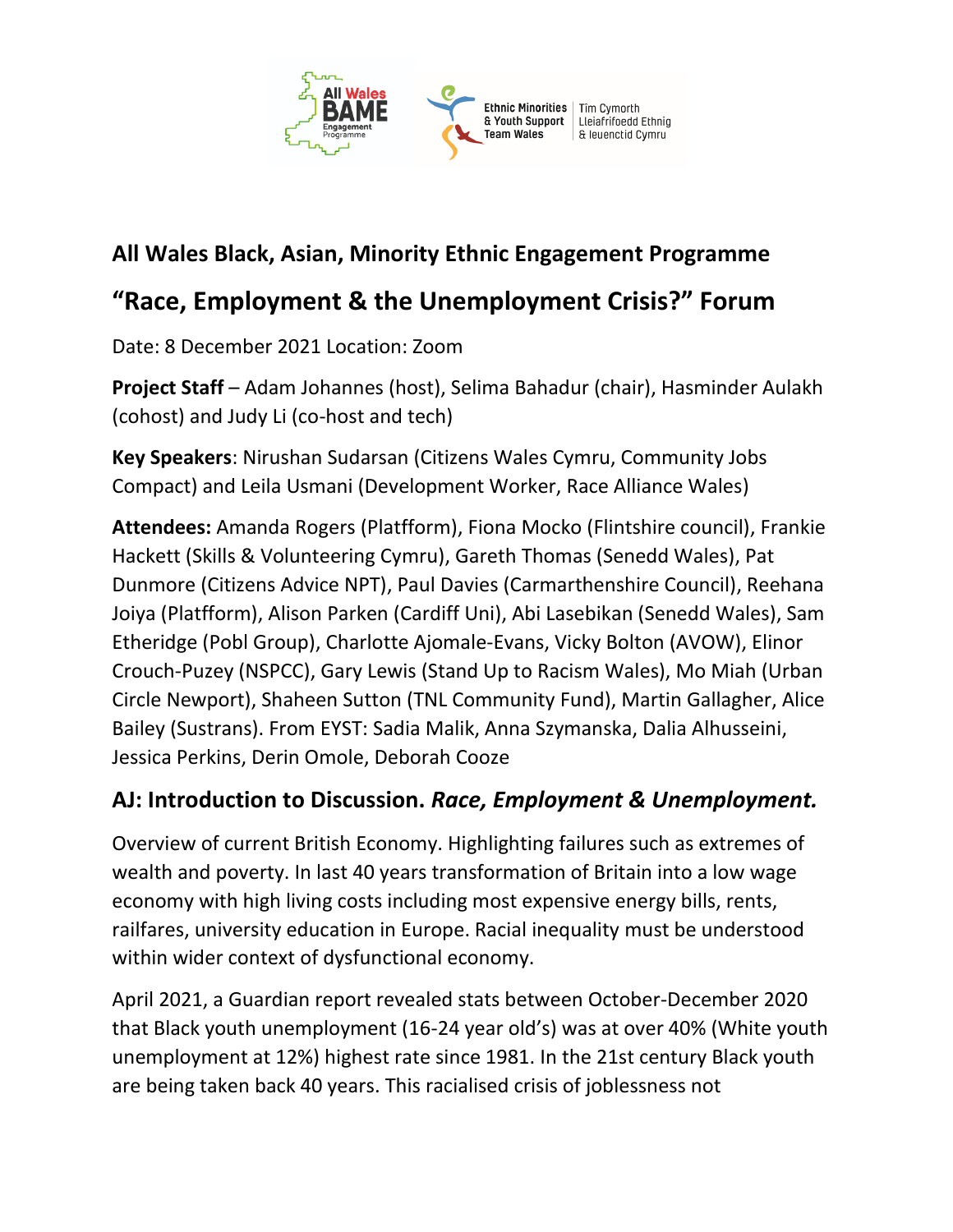## All Wales Black, Asian, Minority Ethnic Engagement Programme

## "Race, Employment & the Unemployment Crisis?" Forum

Date: 8 December 2021 Location: Zoom

**Project Staff** – Adam Johannes (host), Selima Bahadur (chair), Hasminder Aulakh (cohost) and Judy Li (co-host and tech)

**Key Speakers**: Nirushan Sudarsan (Citizens Wales Cymru, Community Jobs Compact) and Leila Usmani (Development Worker, Race Alliance Wales)

**Attendees:** Amanda Rogers (Platfform), Fiona Mocko (Flintshire council), Frankie Hackett (Skills & Volunteering Cymru), Gareth Thomas (Senedd Wales), Pat Dunmore (Citizens Advice NPT), Paul Davies (Carmarthenshire Council), Reehana Joiya (Platfform), Alison Parken (Cardiff Uni), Abi Lasebikan (Senedd Wales), Sam Etheridge (Pobl Group), Charlotte Ajomale-Evans, Vicky Bolton (AVOW), Elinor Crouch-Puzey (NSPCC), Gary Lewis (Stand Up to Racism Wales), Mo Miah (Urban Circle Newport), Shaheen Sutton (TNL Community Fund), Martin Gallagher, Alice Bailey (Sustrans). From EYST: Sadia Malik, Anna Szymanska, Dalia Alhusseini, Jessica Perkins, Derin Omole, Deborah Cooze

## AJ: Introduction to Discussion. *Race, Employment & Unemployment.*

Overview of current British Economy. Highlighting failures such as extremes of wealth and poverty. In last 40 years transformation of Britain into a low wage economy with high living costs including most expensive energy bills, rents, railfares, university education in Europe. Racial inequality must be understood within wider context of dysfunctional economy.

April 2021, a Guardian report revealed stats between October-December 2020 that Black youth unemployment (16-24 year old's) was at over 40% (White youth unemployment at 12%) highest rate since 1981. In the 21st century Black youth are being taken back 40 years. This racialised crisis of joblessness not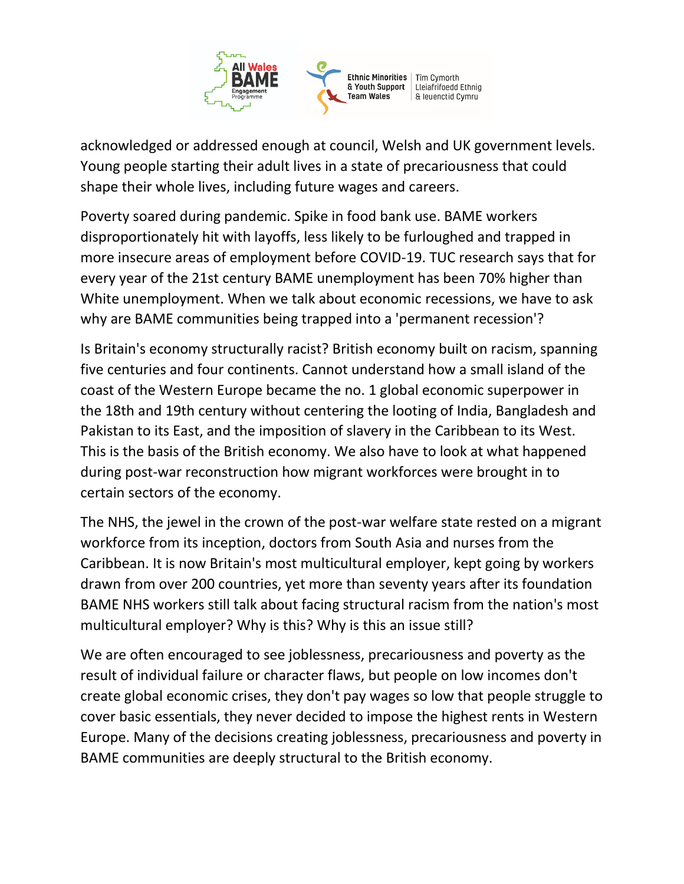acknowledged or addressed enough at council, Welsh and UK government levels. Young people starting their adult lives in a state of precariousness that could shape their whole lives, including future wages and careers.

Poverty soared during pandemic. Spike in food bank use. BAME workers disproportionately hit with layoffs, less likely to be furloughed and trapped in more insecure areas of employment before COVID-19. TUC research says that for every year of the 21st century BAME unemployment has been 70% higher than White unemployment. When we talk about economic recessions, we have to ask why are BAME communities being trapped into a 'permanent recession'?

Is Britain's economy structurally racist? British economy built on racism, spanning five centuries and four continents. Cannot understand how a small island of the coast of the Western Europe became the no. 1 global economic superpower in the 18th and 19th century without centering the looting of India, Bangladesh and Pakistan to its East, and the imposition of slavery in the Caribbean to its West. This is the basis of the British economy. We also have to look at what happened during post-war reconstruction how migrant workforces were brought in to certain sectors of the economy.

The NHS, the jewel in the crown of the post-war welfare state rested on a migrant workforce from its inception, doctors from South Asia and nurses from the Caribbean. It is now Britain's most multicultural employer, kept going by workers drawn from over 200 countries, yet more than seventy years after its foundation BAME NHS workers still talk about facing structural racism from the nation's most multicultural employer? Why is this? Why is this an issue still?

We are often encouraged to see joblessness, precariousness and poverty as the result of individual failure or character flaws, but people on low incomes don't create global economic crises, they don't pay wages so low that people struggle to cover basic essentials, they never decided to impose the highest rents in Western Europe. Many of the decisions creating joblessness, precariousness and poverty in BAME communities are deeply structural to the British economy.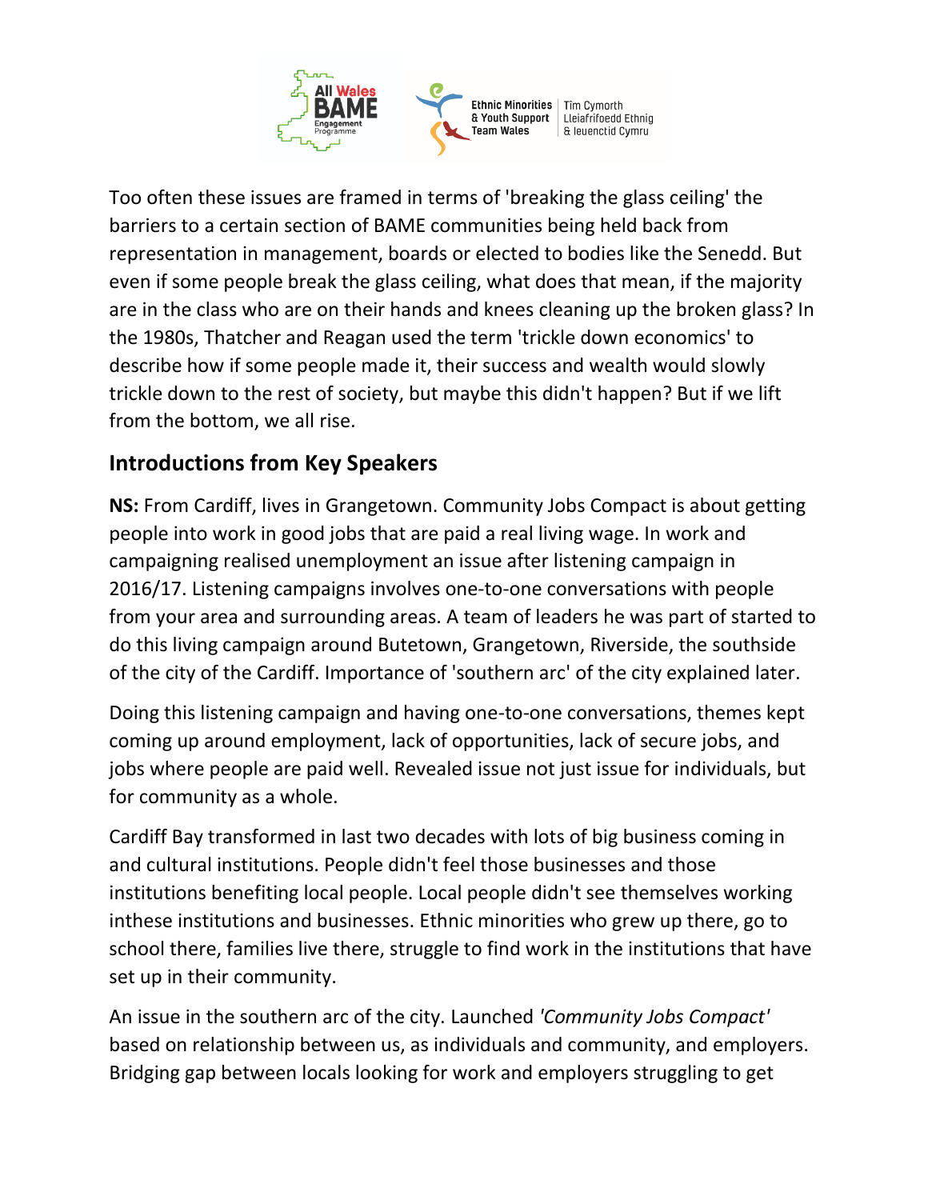Too often these issues are framed in terms of 'breaking the glass ceiling' the barriers to a certain section of BAME communities being held back from representation in management, boards or elected to bodies like the Senedd. But even if some people break the glass ceiling, what does that mean, if the majority are in the class who are on their hands and knees cleaning up the broken glass? In the 1980s, Thatcher and Reagan used the term 'trickle down economics' to describe how if some people made it, their success and wealth would slowly trickle down to the rest of society, but maybe this didn't happen? But if we lift from the bottom, we all rise.

## Introductions from Key Speakers

**NS:** From Cardiff, lives in Grangetown. Community Jobs Compact is about getting people into work in good jobs that are paid a real living wage. In work and campaigning realised unemployment an issue after listening campaign in 2016/17. Listening campaigns involves one-to-one conversations with people from your area and surrounding areas. A team of leaders he was part of started to do this living campaign around Butetown, Grangetown, Riverside, the southside of the city of the Cardiff. Importance of 'southern arc' of the city explained later.

Doing this listening campaign and having one-to-one conversations, themes kept coming up around employment, lack of opportunities, lack of secure jobs, and jobs where people are paid well. Revealed issue not just issue for individuals, but for community as a whole.

Cardiff Bay transformed in last two decades with lots of big business coming in and cultural institutions. People didn't feel those businesses and those institutions benefiting local people. Local people didn't see themselves working inthese institutions and businesses. Ethnic minorities who grew up there, go to school there, families live there, struggle to find work in the institutions that have set up in their community.

An issue in the southern arc of the city. Launched *'Community Jobs Compact'* based on relationship between us, as individuals and community, and employers. Bridging gap between locals looking for work and employers struggling to get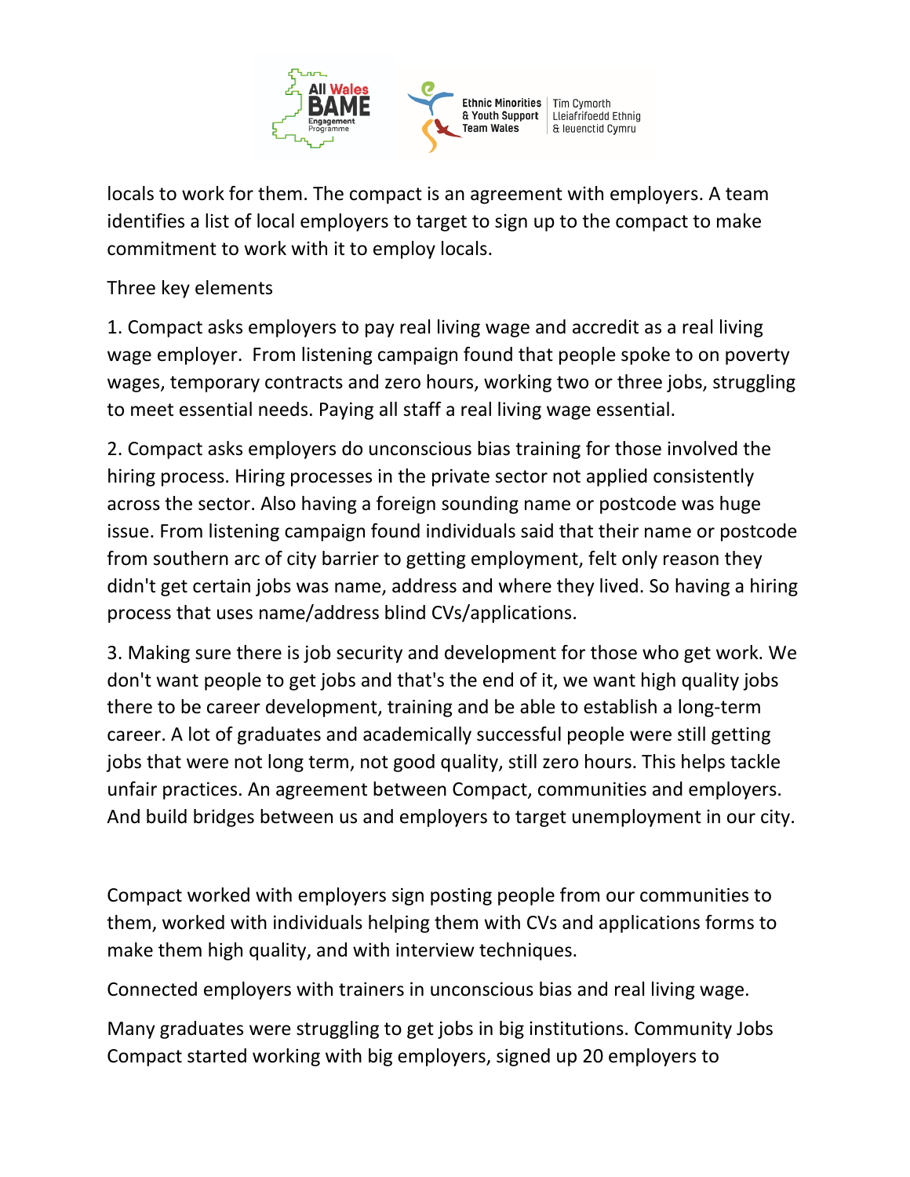locals to work for them. The compact is an agreement with employers. A team identifies a list of local employers to target to sign up to the compact to make commitment to work with it to employ locals.

Three key elements

1. Compact asks employers to pay real living wage and accredit as a real living wage employer. From listening campaign found that people spoke to on poverty wages, temporary contracts and zero hours, working two or three jobs, struggling to meet essential needs. Paying all staff a real living wage essential.

2. Compact asks employers do unconscious bias training for those involved the hiring process. Hiring processes in the private sector not applied consistently across the sector. Also having a foreign sounding name or postcode was huge issue. From listening campaign found individuals said that their name or postcode from southern arc of city barrier to getting employment, felt only reason they didn't get certain jobs was name, address and where they lived. So having a hiring process that uses name/address blind CVs/applications.

3. Making sure there is job security and development for those who get work. We don't want people to get jobs and that's the end of it, we want high quality jobs there to be career development, training and be able to establish a long-term career. A lot of graduates and academically successful people were still getting jobs that were not long term, not good quality, still zero hours. This helps tackle unfair practices. An agreement between Compact, communities and employers. And build bridges between us and employers to target unemployment in our city.

Compact worked with employers sign posting people from our communities to them, worked with individuals helping them with CVs and applications forms to make them high quality, and with interview techniques.

Connected employers with trainers in unconscious bias and real living wage.

Many graduates were struggling to get jobs in big institutions. Community Jobs Compact started working with big employers, signed up 20 employers to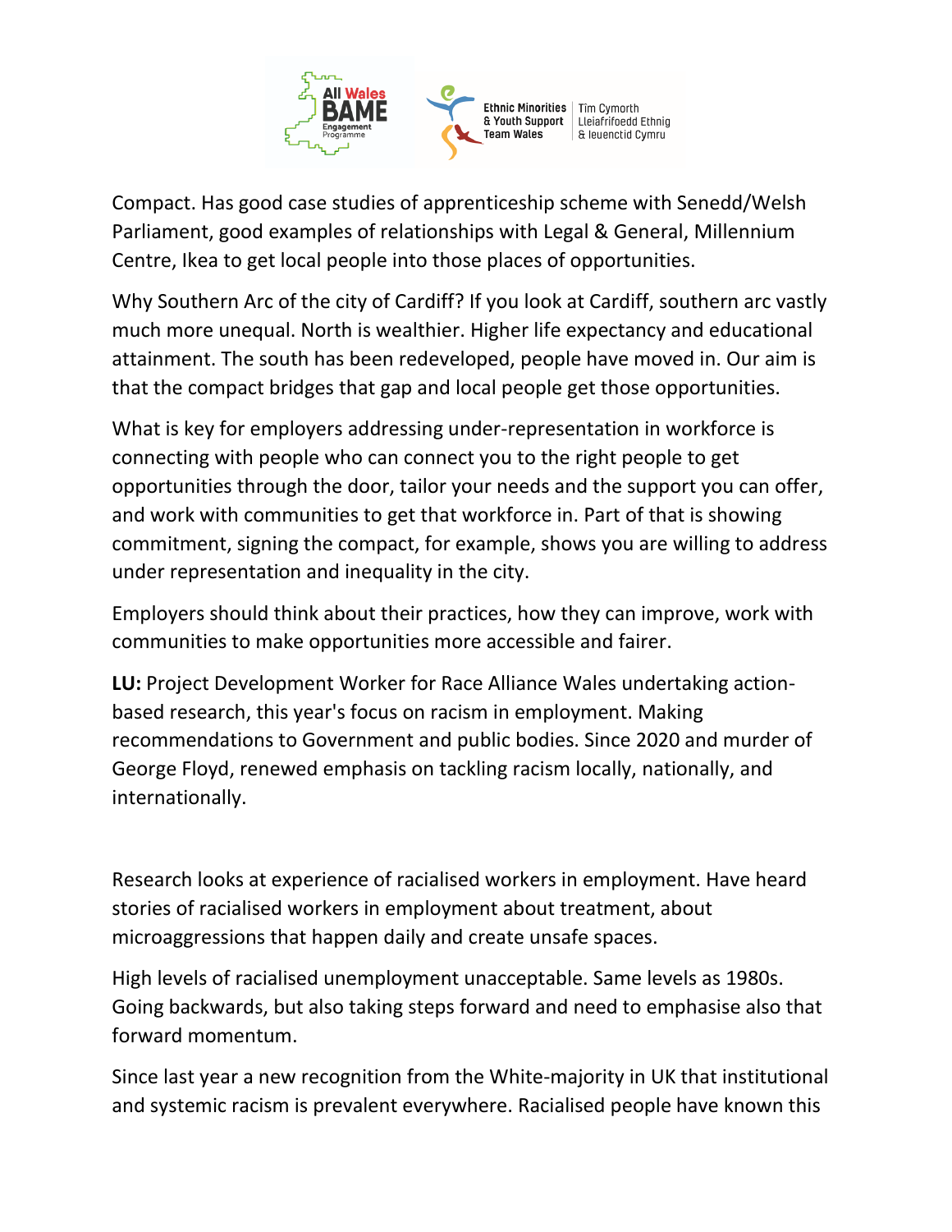Compact. Has good case studies of apprenticeship scheme with Senedd/Welsh Parliament, good examples of relationships with Legal & General, Millennium Centre, Ikea to get local people into those places of opportunities.

Why Southern Arc of the city of Cardiff? If you look at Cardiff, southern arc vastly much more unequal. North is wealthier. Higher life expectancy and educational attainment. The south has been redeveloped, people have moved in. Our aim is that the compact bridges that gap and local people get those opportunities.

What is key for employers addressing under-representation in workforce is connecting with people who can connect you to the right people to get opportunities through the door, tailor your needs and the support you can offer, and work with communities to get that workforce in. Part of that is showing commitment, signing the compact, for example, shows you are willing to address under representation and inequality in the city.

Employers should think about their practices, how they can improve, work with communities to make opportunities more accessible and fairer.

**LU:** Project Development Worker for Race Alliance Wales undertaking action-based research, this year's focus on racism in employment. Making recommendations to Government and public bodies. Since 2020 and murder of George Floyd, renewed emphasis on tackling racism locally, nationally, and internationally.

Research looks at experience of racialised workers in employment. Have heard stories of racialised workers in employment about treatment, about microaggressions that happen daily and create unsafe spaces.

High levels of racialised unemployment unacceptable. Same levels as 1980s. Going backwards, but also taking steps forward and need to emphasise also that forward momentum.

Since last year a new recognition from the White-majority in UK that institutional and systemic racism is prevalent everywhere. Racialised people have known this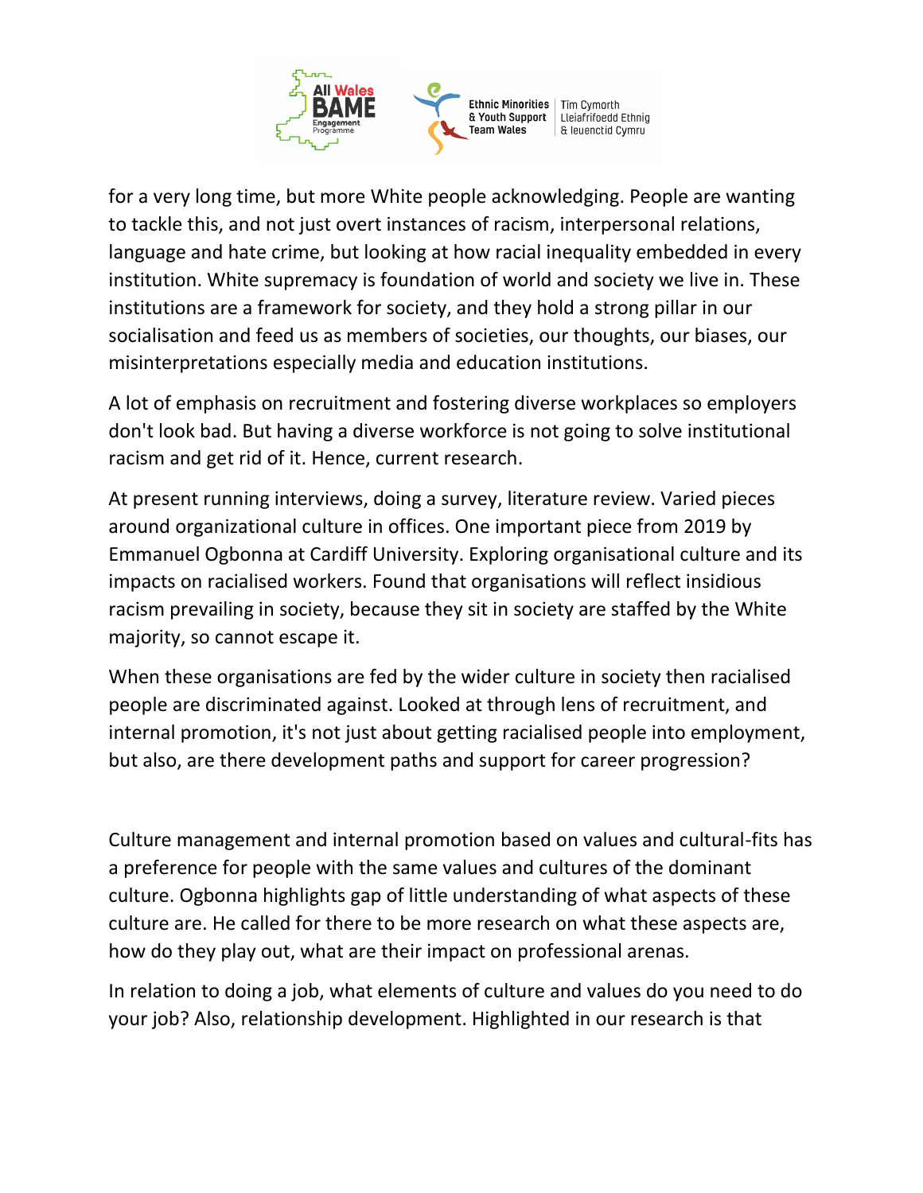for a very long time, but more White people acknowledging. People are wanting to tackle this, and not just overt instances of racism, interpersonal relations, language and hate crime, but looking at how racial inequality embedded in every institution. White supremacy is foundation of world and society we live in. These institutions are a framework for society, and they hold a strong pillar in our socialisation and feed us as members of societies, our thoughts, our biases, our misinterpretations especially media and education institutions.

A lot of emphasis on recruitment and fostering diverse workplaces so employers don't look bad. But having a diverse workforce is not going to solve institutional racism and get rid of it. Hence, current research.

At present running interviews, doing a survey, literature review. Varied pieces around organizational culture in offices. One important piece from 2019 by Emmanuel Ogbonna at Cardiff University. Exploring organisational culture and its impacts on racialised workers. Found that organisations will reflect insidious racism prevailing in society, because they sit in society are staffed by the White majority, so cannot escape it.

When these organisations are fed by the wider culture in society then racialised people are discriminated against. Looked at through lens of recruitment, and internal promotion, it's not just about getting racialised people into employment, but also, are there development paths and support for career progression?

Culture management and internal promotion based on values and cultural-fits has a preference for people with the same values and cultures of the dominant culture. Ogbonna highlights gap of little understanding of what aspects of these culture are. He called for there to be more research on what these aspects are, how do they play out, what are their impact on professional arenas.

In relation to doing a job, what elements of culture and values do you need to do your job? Also, relationship development. Highlighted in our research is that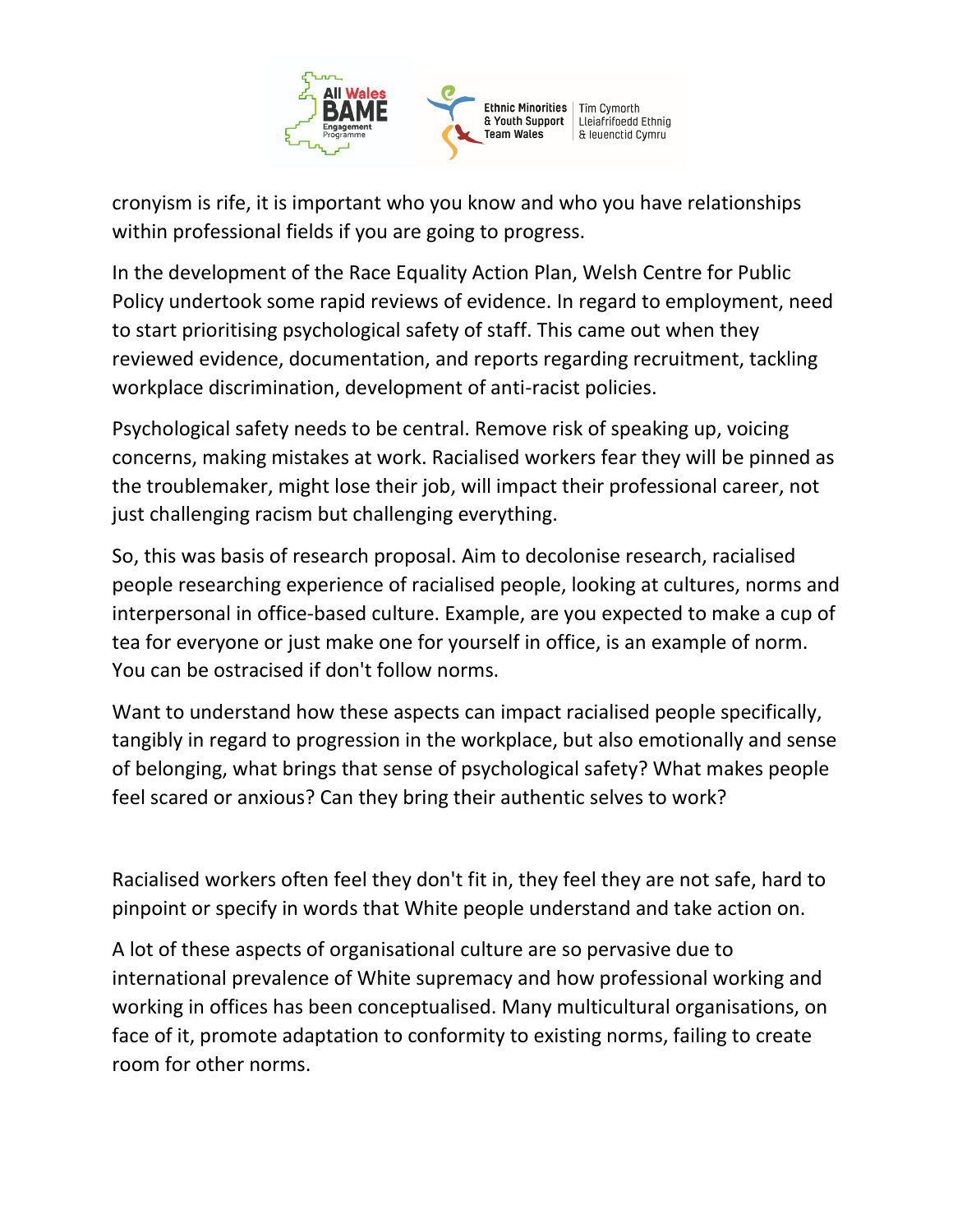cronyism is rife, it is important who you know and who you have relationships within professional fields if you are going to progress.

In the development of the Race Equality Action Plan, Welsh Centre for Public Policy undertook some rapid reviews of evidence. In regard to employment, need to start prioritising psychological safety of staff. This came out when they reviewed evidence, documentation, and reports regarding recruitment, tackling workplace discrimination, development of anti-racist policies.

Psychological safety needs to be central. Remove risk of speaking up, voicing concerns, making mistakes at work. Racialised workers fear they will be pinned as the troublemaker, might lose their job, will impact their professional career, not just challenging racism but challenging everything.

So, this was basis of research proposal. Aim to decolonise research, racialised people researching experience of racialised people, looking at cultures, norms and interpersonal in office-based culture. Example, are you expected to make a cup of tea for everyone or just make one for yourself in office, is an example of norm. You can be ostracised if don't follow norms.

Want to understand how these aspects can impact racialised people specifically, tangibly in regard to progression in the workplace, but also emotionally and sense of belonging, what brings that sense of psychological safety? What makes people feel scared or anxious? Can they bring their authentic selves to work?

Racialised workers often feel they don't fit in, they feel they are not safe, hard to pinpoint or specify in words that White people understand and take action on.

A lot of these aspects of organisational culture are so pervasive due to international prevalence of White supremacy and how professional working and working in offices has been conceptualised. Many multicultural organisations, on face of it, promote adaptation to conformity to existing norms, failing to create room for other norms.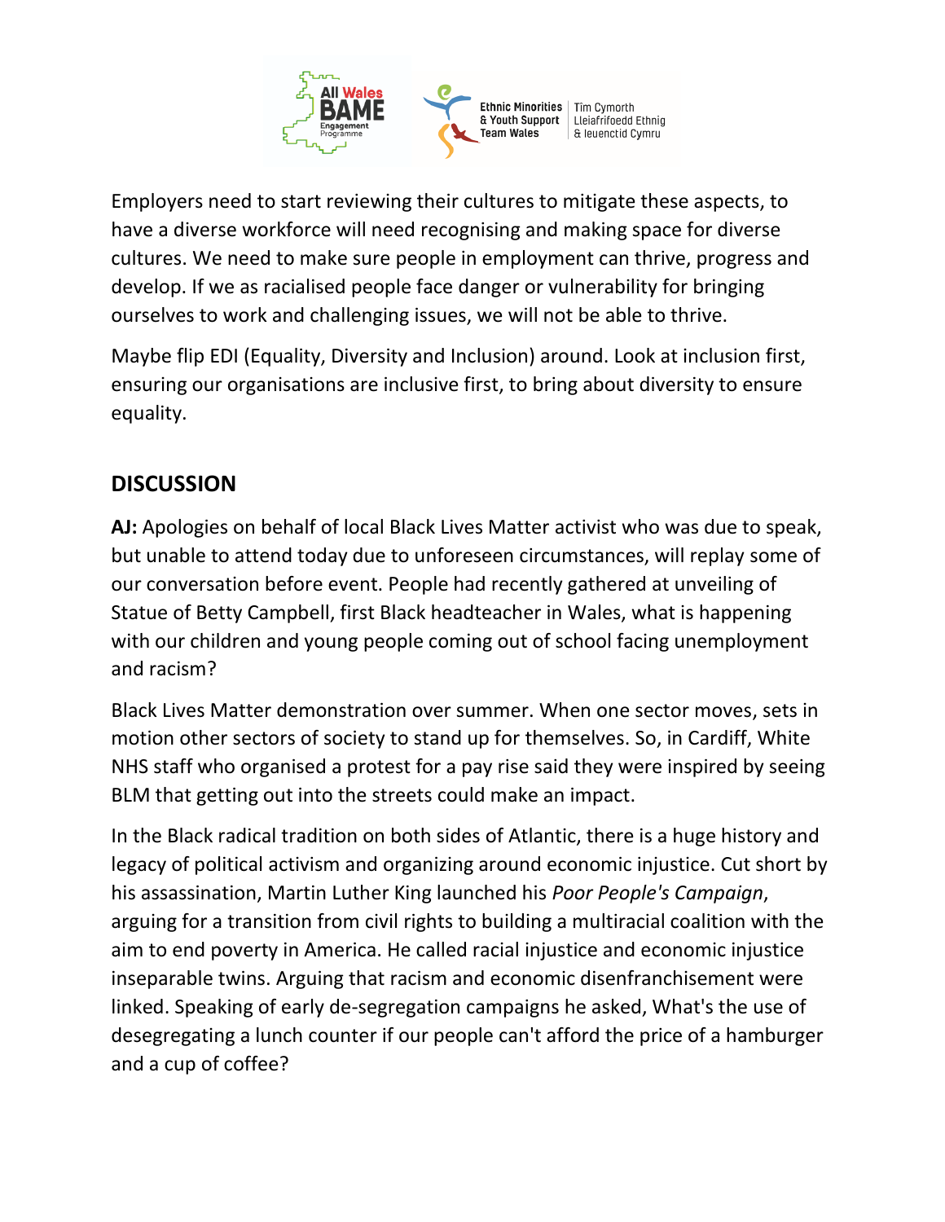Employers need to start reviewing their cultures to mitigate these aspects, to have a diverse workforce will need recognising and making space for diverse cultures. We need to make sure people in employment can thrive, progress and develop. If we as racialised people face danger or vulnerability for bringing ourselves to work and challenging issues, we will not be able to thrive.

Maybe flip EDI (Equality, Diversity and Inclusion) around. Look at inclusion first, ensuring our organisations are inclusive first, to bring about diversity to ensure equality.

## DISCUSSION

**AJ:** Apologies on behalf of local Black Lives Matter activist who was due to speak, but unable to attend today due to unforeseen circumstances, will replay some of our conversation before event. People had recently gathered at unveiling of Statue of Betty Campbell, first Black headteacher in Wales, what is happening with our children and young people coming out of school facing unemployment and racism?

Black Lives Matter demonstration over summer. When one sector moves, sets in motion other sectors of society to stand up for themselves. So, in Cardiff, White NHS staff who organised a protest for a pay rise said they were inspired by seeing BLM that getting out into the streets could make an impact.

In the Black radical tradition on both sides of Atlantic, there is a huge history and legacy of political activism and organizing around economic injustice. Cut short by his assassination, Martin Luther King launched his *Poor People's Campaign*, arguing for a transition from civil rights to building a multiracial coalition with the aim to end poverty in America. He called racial injustice and economic injustice inseparable twins. Arguing that racism and economic disenfranchisement were linked. Speaking of early de-segregation campaigns he asked, What's the use of desegregating a lunch counter if our people can't afford the price of a hamburger and a cup of coffee?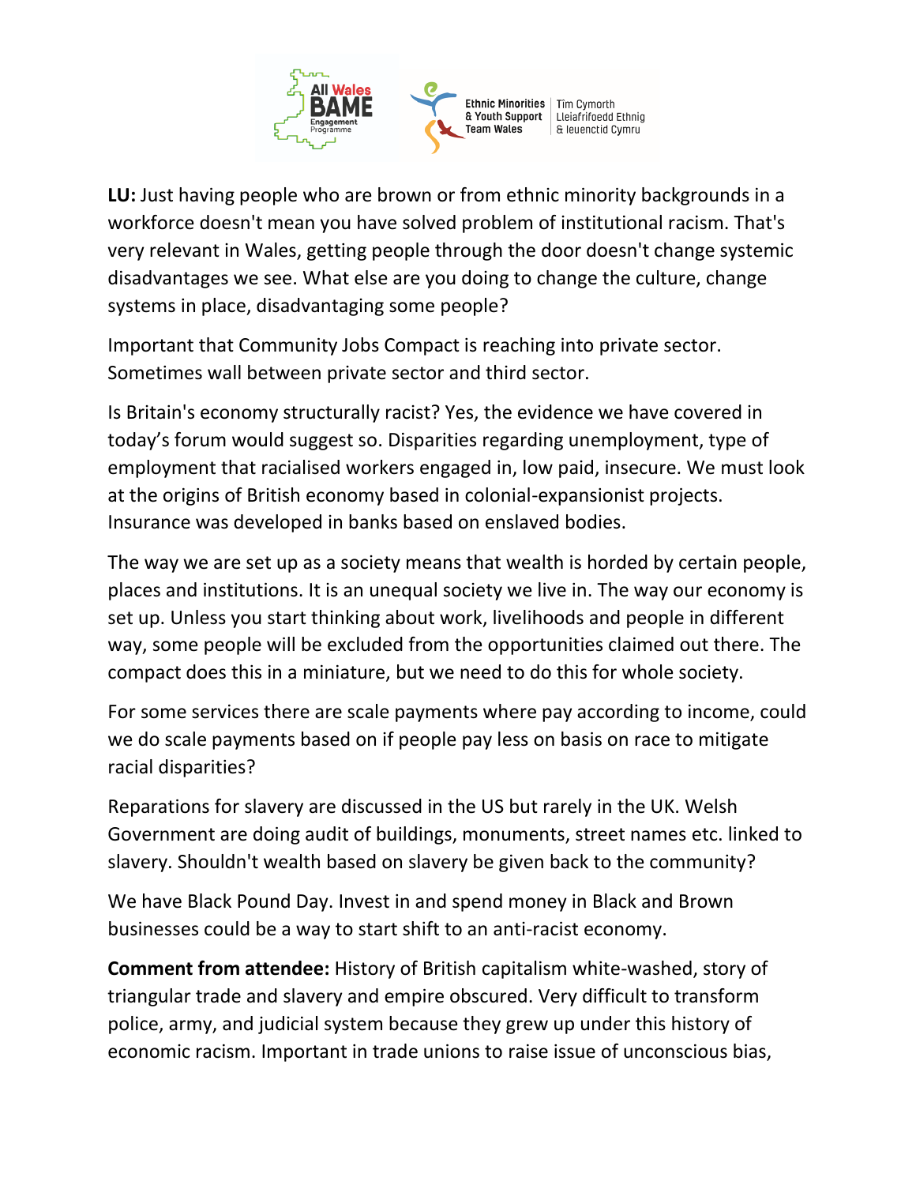**LU:** Just having people who are brown or from ethnic minority backgrounds in a workforce doesn't mean you have solved problem of institutional racism. That's very relevant in Wales, getting people through the door doesn't change systemic disadvantages we see. What else are you doing to change the culture, change systems in place, disadvantaging some people?

Important that Community Jobs Compact is reaching into private sector. Sometimes wall between private sector and third sector.

Is Britain's economy structurally racist? Yes, the evidence we have covered in today's forum would suggest so. Disparities regarding unemployment, type of employment that racialised workers engaged in, low paid, insecure. We must look at the origins of British economy based in colonial-expansionist projects. Insurance was developed in banks based on enslaved bodies.

The way we are set up as a society means that wealth is horded by certain people, places and institutions. It is an unequal society we live in. The way our economy is set up. Unless you start thinking about work, livelihoods and people in different way, some people will be excluded from the opportunities claimed out there. The compact does this in a miniature, but we need to do this for whole society.

For some services there are scale payments where pay according to income, could we do scale payments based on if people pay less on basis on race to mitigate racial disparities?

Reparations for slavery are discussed in the US but rarely in the UK. Welsh Government are doing audit of buildings, monuments, street names etc. linked to slavery. Shouldn't wealth based on slavery be given back to the community?

We have Black Pound Day. Invest in and spend money in Black and Brown businesses could be a way to start shift to an anti-racist economy.

**Comment from attendee:** History of British capitalism white-washed, story of triangular trade and slavery and empire obscured. Very difficult to transform police, army, and judicial system because they grew up under this history of economic racism. Important in trade unions to raise issue of unconscious bias,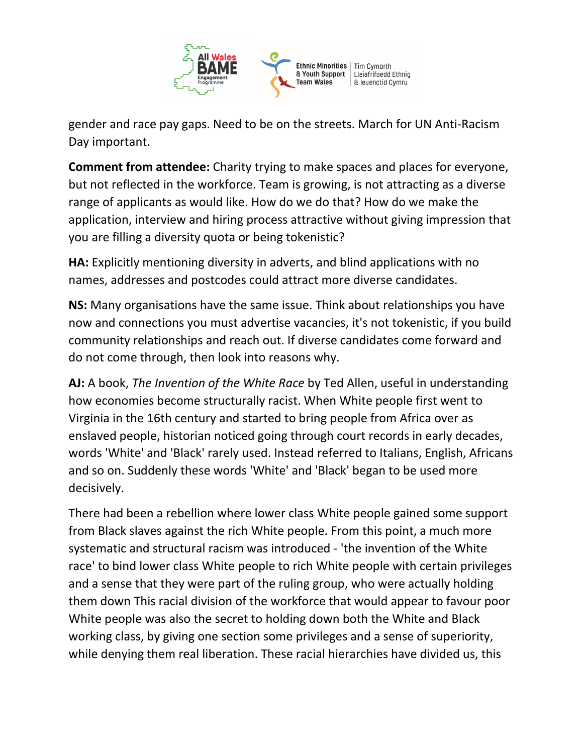gender and race pay gaps. Need to be on the streets. March for UN Anti-Racism Day important.

**Comment from attendee:** Charity trying to make spaces and places for everyone, but not reflected in the workforce. Team is growing, is not attracting as a diverse range of applicants as would like. How do we do that? How do we make the application, interview and hiring process attractive without giving impression that you are filling a diversity quota or being tokenistic?

**HA:** Explicitly mentioning diversity in adverts, and blind applications with no names, addresses and postcodes could attract more diverse candidates.

**NS:** Many organisations have the same issue. Think about relationships you have now and connections you must advertise vacancies, it's not tokenistic, if you build community relationships and reach out. If diverse candidates come forward and do not come through, then look into reasons why.

**AJ:** A book, *The Invention of the White Race* by Ted Allen, useful in understanding how economies become structurally racist. When White people first went to Virginia in the 16th century and started to bring people from Africa over as enslaved people, historian noticed going through court records in early decades, words 'White' and 'Black' rarely used. Instead referred to Italians, English, Africans and so on. Suddenly these words 'White' and 'Black' began to be used more decisively.

There had been a rebellion where lower class White people gained some support from Black slaves against the rich White people. From this point, a much more systematic and structural racism was introduced - 'the invention of the White race' to bind lower class White people to rich White people with certain privileges and a sense that they were part of the ruling group, who were actually holding them down This racial division of the workforce that would appear to favour poor White people was also the secret to holding down both the White and Black working class, by giving one section some privileges and a sense of superiority, while denying them real liberation. These racial hierarchies have divided us, this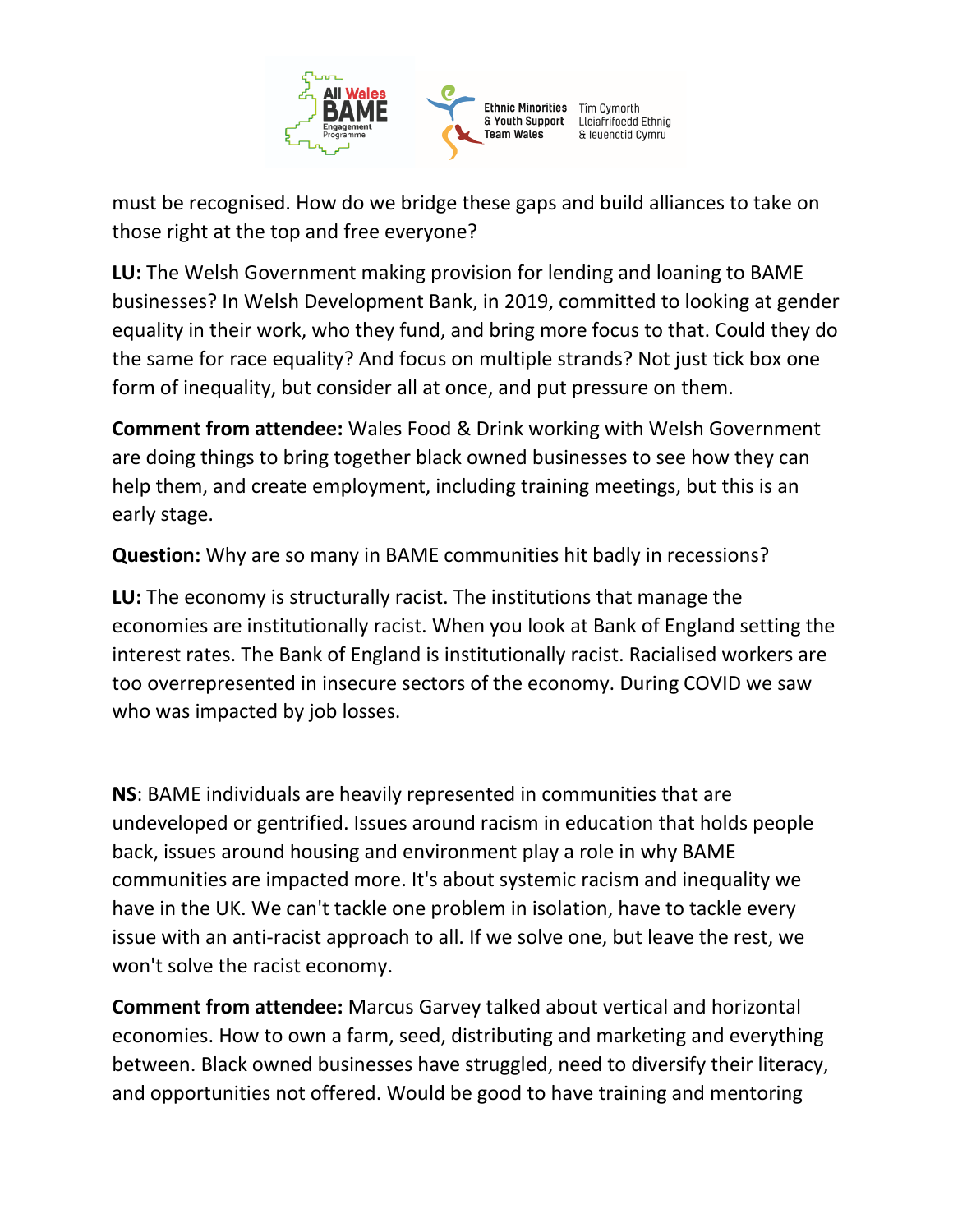must be recognised. How do we bridge these gaps and build alliances to take on those right at the top and free everyone?

**LU:** The Welsh Government making provision for lending and loaning to BAME businesses? In Welsh Development Bank, in 2019, committed to looking at gender equality in their work, who they fund, and bring more focus to that. Could they do the same for race equality? And focus on multiple strands? Not just tick box one form of inequality, but consider all at once, and put pressure on them.

**Comment from attendee:** Wales Food & Drink working with Welsh Government are doing things to bring together black owned businesses to see how they can help them, and create employment, including training meetings, but this is an early stage.

**Question:** Why are so many in BAME communities hit badly in recessions?

**LU:** The economy is structurally racist. The institutions that manage the economies are institutionally racist. When you look at Bank of England setting the interest rates. The Bank of England is institutionally racist. Racialised workers are too overrepresented in insecure sectors of the economy. During COVID we saw who was impacted by job losses.

**NS**: BAME individuals are heavily represented in communities that are undeveloped or gentrified. Issues around racism in education that holds people back, issues around housing and environment play a role in why BAME communities are impacted more. It's about systemic racism and inequality we have in the UK. We can't tackle one problem in isolation, have to tackle every issue with an anti-racist approach to all. If we solve one, but leave the rest, we won't solve the racist economy.

**Comment from attendee:** Marcus Garvey talked about vertical and horizontal economies. How to own a farm, seed, distributing and marketing and everything between. Black owned businesses have struggled, need to diversify their literacy, and opportunities not offered. Would be good to have training and mentoring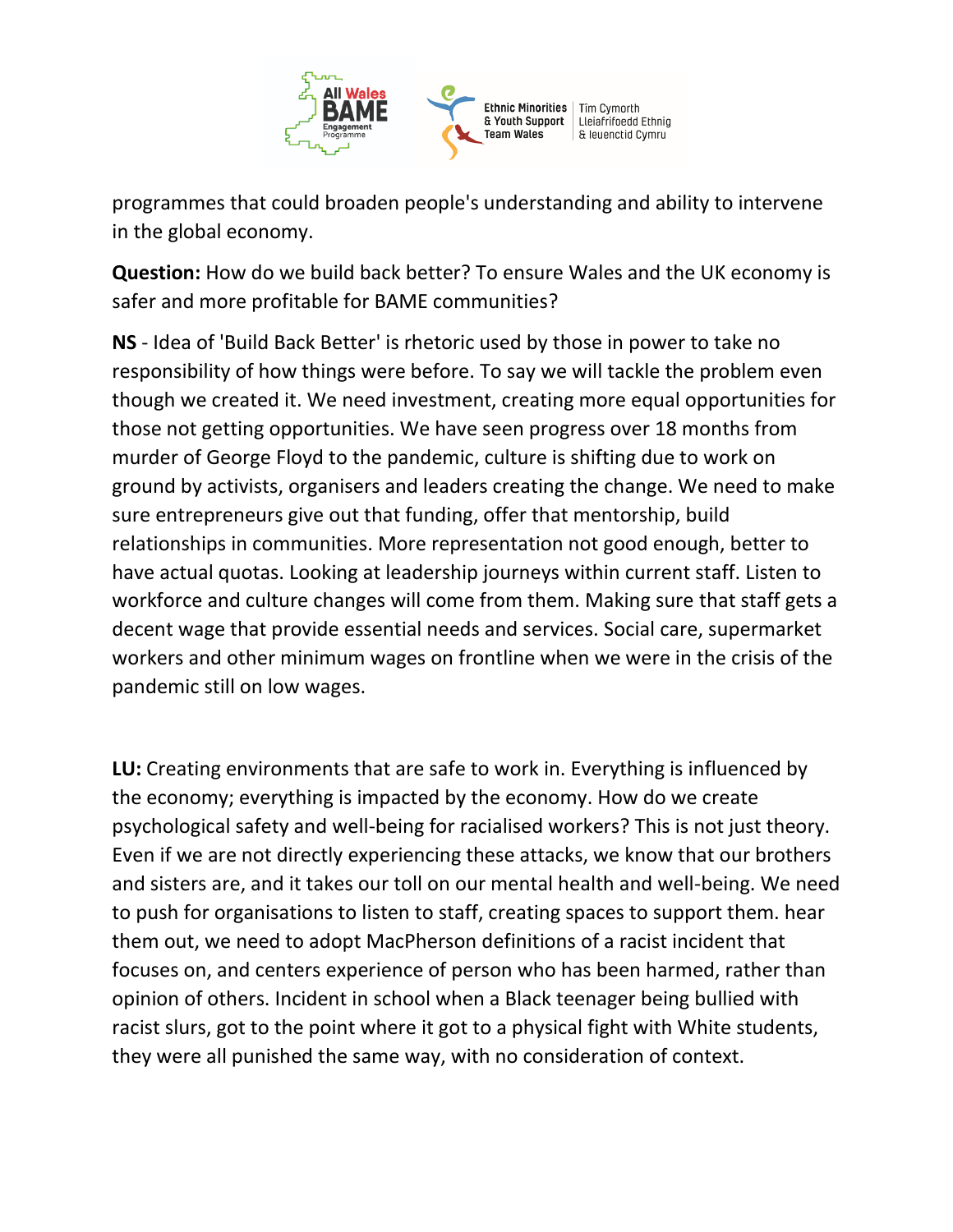programmes that could broaden people's understanding and ability to intervene in the global economy.

**Question:** How do we build back better? To ensure Wales and the UK economy is safer and more profitable for BAME communities?

**NS** - Idea of 'Build Back Better' is rhetoric used by those in power to take no responsibility of how things were before. To say we will tackle the problem even though we created it. We need investment, creating more equal opportunities for those not getting opportunities. We have seen progress over 18 months from murder of George Floyd to the pandemic, culture is shifting due to work on ground by activists, organisers and leaders creating the change. We need to make sure entrepreneurs give out that funding, offer that mentorship, build relationships in communities. More representation not good enough, better to have actual quotas. Looking at leadership journeys within current staff. Listen to workforce and culture changes will come from them. Making sure that staff gets a decent wage that provide essential needs and services. Social care, supermarket workers and other minimum wages on frontline when we were in the crisis of the pandemic still on low wages.

**LU:** Creating environments that are safe to work in. Everything is influenced by the economy; everything is impacted by the economy. How do we create psychological safety and well-being for racialised workers? This is not just theory. Even if we are not directly experiencing these attacks, we know that our brothers and sisters are, and it takes our toll on our mental health and well-being. We need to push for organisations to listen to staff, creating spaces to support them. hear them out, we need to adopt MacPherson definitions of a racist incident that focuses on, and centers experience of person who has been harmed, rather than opinion of others. Incident in school when a Black teenager being bullied with racist slurs, got to the point where it got to a physical fight with White students, they were all punished the same way, with no consideration of context.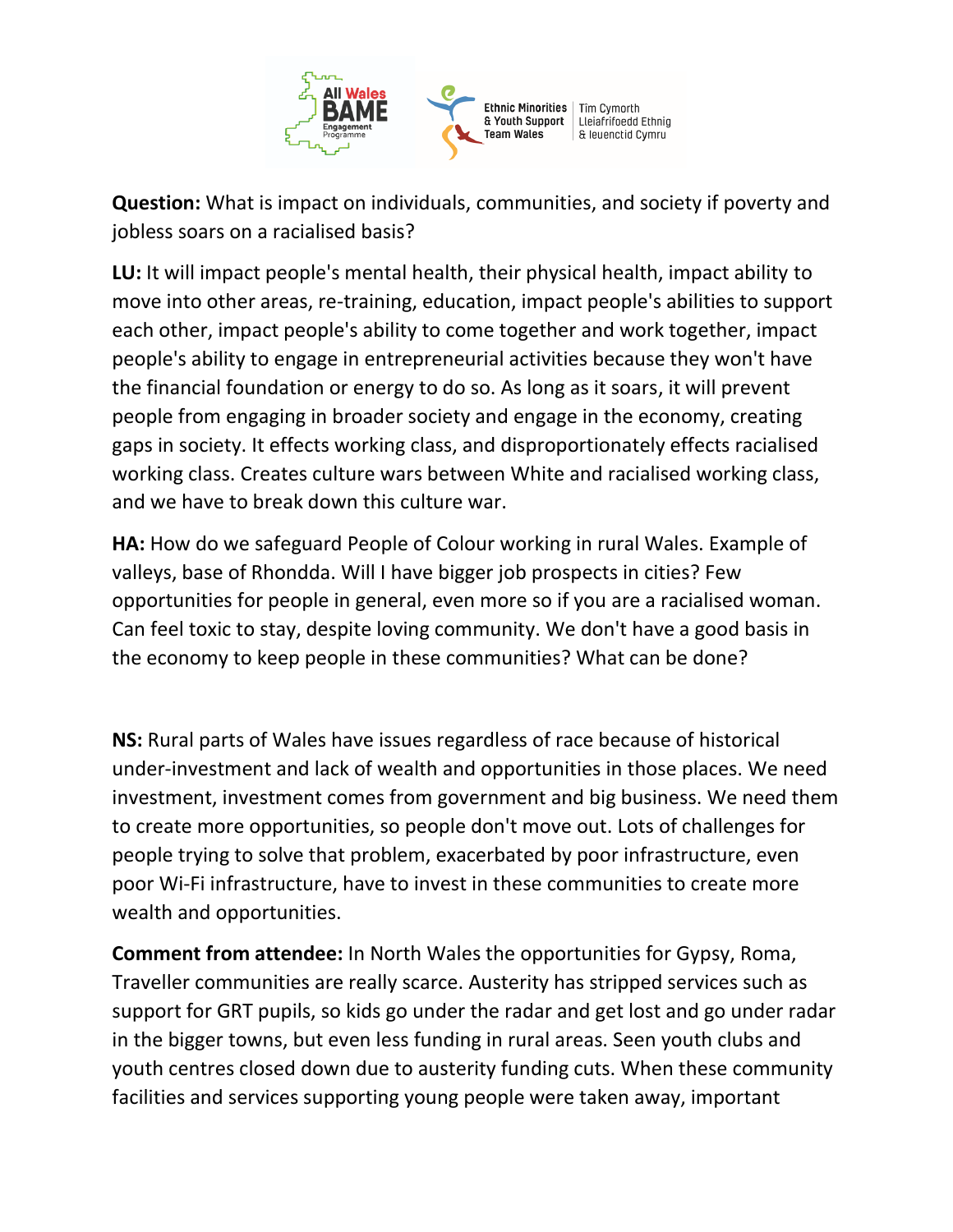**Question:** What is impact on individuals, communities, and society if poverty and jobless soars on a racialised basis?

**LU:** It will impact people's mental health, their physical health, impact ability to move into other areas, re-training, education, impact people's abilities to support each other, impact people's ability to come together and work together, impact people's ability to engage in entrepreneurial activities because they won't have the financial foundation or energy to do so. As long as it soars, it will prevent people from engaging in broader society and engage in the economy, creating gaps in society. It effects working class, and disproportionately effects racialised working class. Creates culture wars between White and racialised working class, and we have to break down this culture war.

**HA:** How do we safeguard People of Colour working in rural Wales. Example of valleys, base of Rhondda. Will I have bigger job prospects in cities? Few opportunities for people in general, even more so if you are a racialised woman. Can feel toxic to stay, despite loving community. We don't have a good basis in the economy to keep people in these communities? What can be done?

**NS:** Rural parts of Wales have issues regardless of race because of historical under-investment and lack of wealth and opportunities in those places. We need investment, investment comes from government and big business. We need them to create more opportunities, so people don't move out. Lots of challenges for people trying to solve that problem, exacerbated by poor infrastructure, even poor Wi-Fi infrastructure, have to invest in these communities to create more wealth and opportunities.

**Comment from attendee:** In North Wales the opportunities for Gypsy, Roma, Traveller communities are really scarce. Austerity has stripped services such as support for GRT pupils, so kids go under the radar and get lost and go under radar in the bigger towns, but even less funding in rural areas. Seen youth clubs and youth centres closed down due to austerity funding cuts. When these community facilities and services supporting young people were taken away, important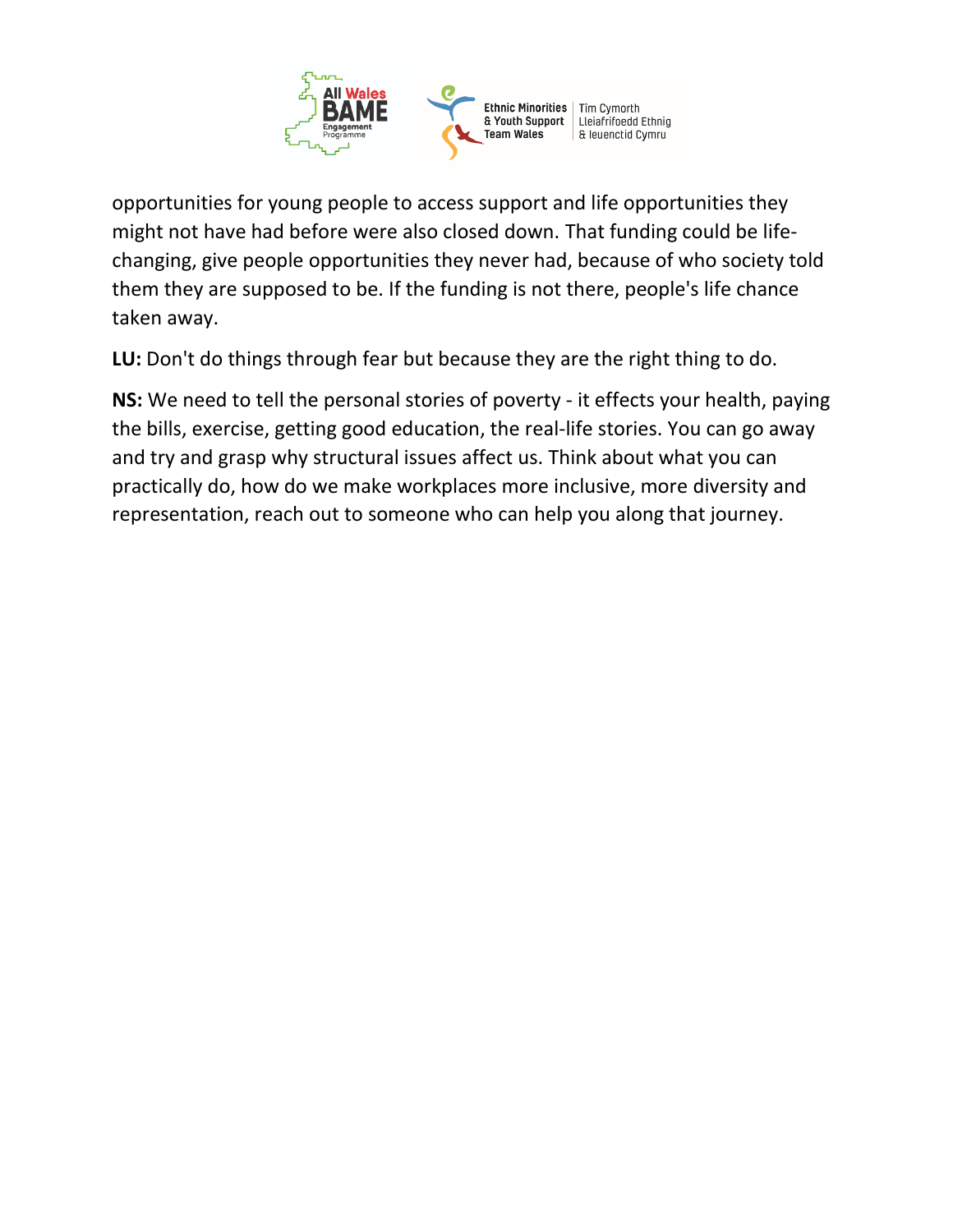opportunities for young people to access support and life opportunities they might not have had before were also closed down. That funding could be life-changing, give people opportunities they never had, because of who society told them they are supposed to be. If the funding is not there, people's life chance taken away.

**LU:** Don't do things through fear but because they are the right thing to do.

**NS:** We need to tell the personal stories of poverty - it effects your health, paying the bills, exercise, getting good education, the real-life stories. You can go away and try and grasp why structural issues affect us. Think about what you can practically do, how do we make workplaces more inclusive, more diversity and representation, reach out to someone who can help you along that journey.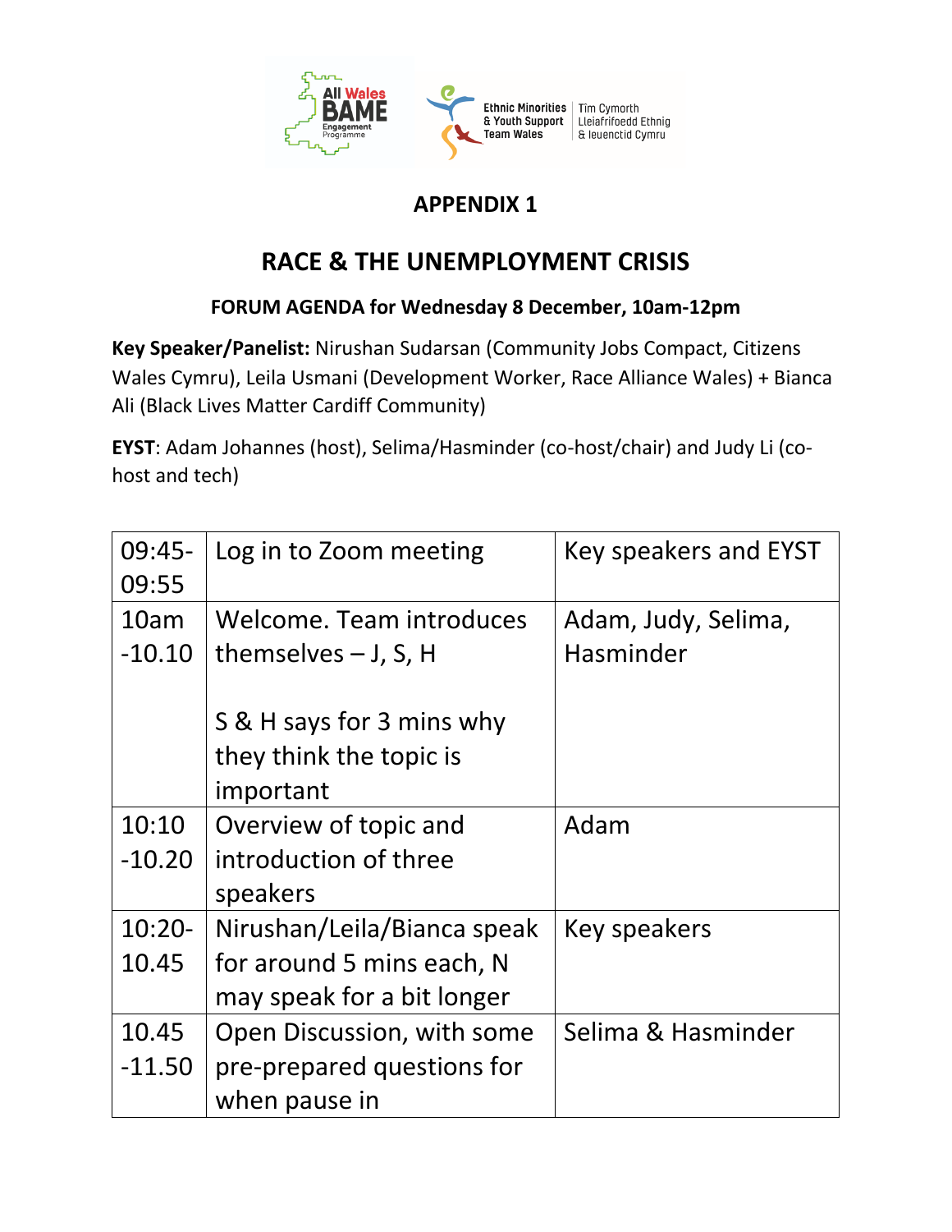## APPENDIX 1

# RACE & THE UNEMPLOYMENT CRISIS

### FORUM AGENDA for Wednesday 8 December, 10am-12pm

**Key Speaker/Panelist:** Nirushan Sudarsan (Community Jobs Compact, Citizens Wales Cymru), Leila Usmani (Development Worker, Race Alliance Wales) + Bianca Ali (Black Lives Matter Cardiff Community)

**EYST**: Adam Johannes (host), Selima/Hasminder (co-host/chair) and Judy Li (co-host and tech)

| | | |
|---|---|---|
| 09:45-09:55 | Log in to Zoom meeting | Key speakers and EYST |
| 10am -10.10 | Welcome. Team introduces themselves – J, S, H<br><br>S & H says for 3 mins why they think the topic is important | Adam, Judy, Selima, Hasminder |
| 10:10 -10.20 | Overview of topic and introduction of three speakers | Adam |
| 10:20-10.45 | Nirushan/Leila/Bianca speak for around 5 mins each, N may speak for a bit longer | Key speakers |
| 10.45 -11.50 | Open Discussion, with some pre-prepared questions for when pause in | Selima & Hasminder |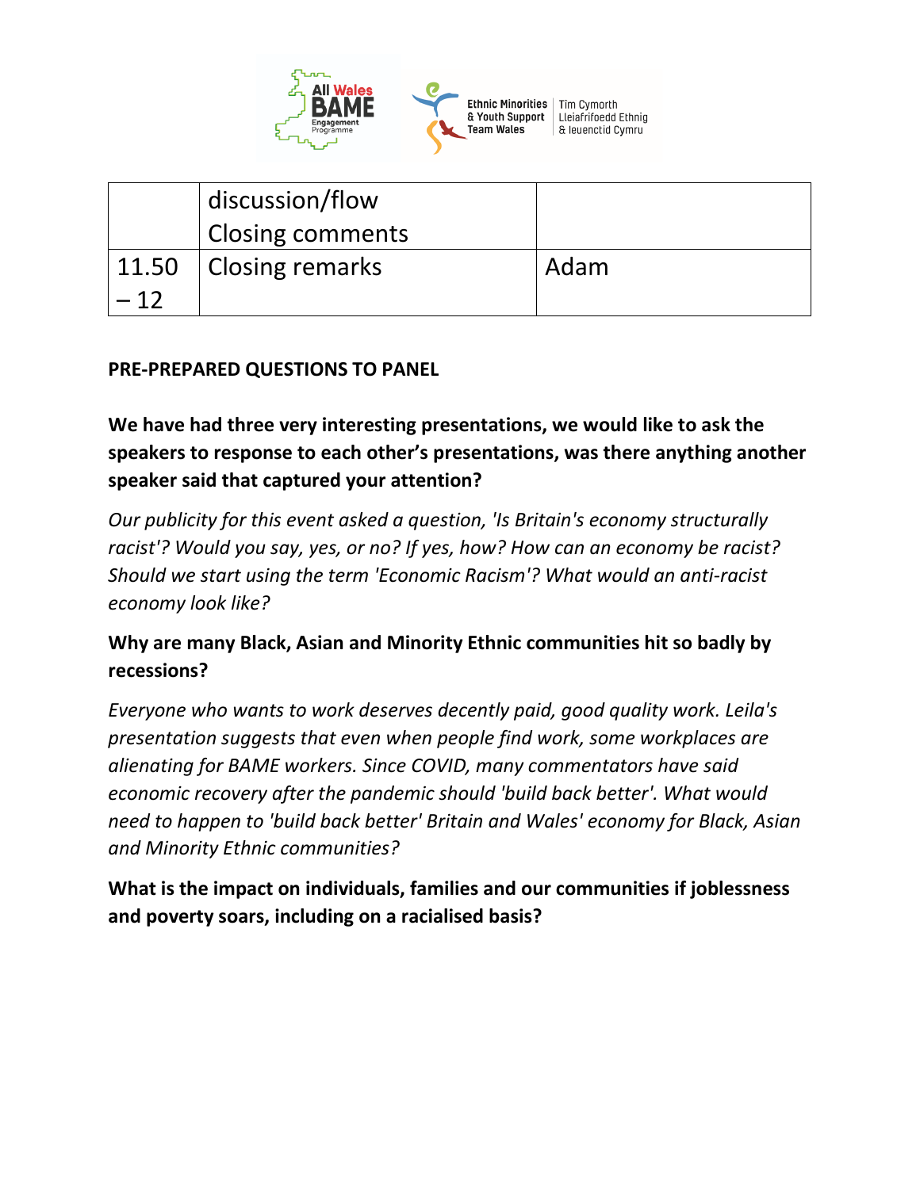| | | |
|---|---|---|
| | discussion/flow<br>Closing comments | |
| 11.50 – 12 | Closing remarks | Adam |

**PRE-PREPARED QUESTIONS TO PANEL**

**We have had three very interesting presentations, we would like to ask the speakers to response to each other's presentations, was there anything another speaker said that captured your attention?**

*Our publicity for this event asked a question, 'Is Britain's economy structurally racist'? Would you say, yes, or no? If yes, how? How can an economy be racist? Should we start using the term 'Economic Racism'? What would an anti-racist economy look like?*

**Why are many Black, Asian and Minority Ethnic communities hit so badly by recessions?**

*Everyone who wants to work deserves decently paid, good quality work. Leila's presentation suggests that even when people find work, some workplaces are alienating for BAME workers. Since COVID, many commentators have said economic recovery after the pandemic should 'build back better'. What would need to happen to 'build back better' Britain and Wales' economy for Black, Asian and Minority Ethnic communities?*

**What is the impact on individuals, families and our communities if joblessness and poverty soars, including on a racialised basis?**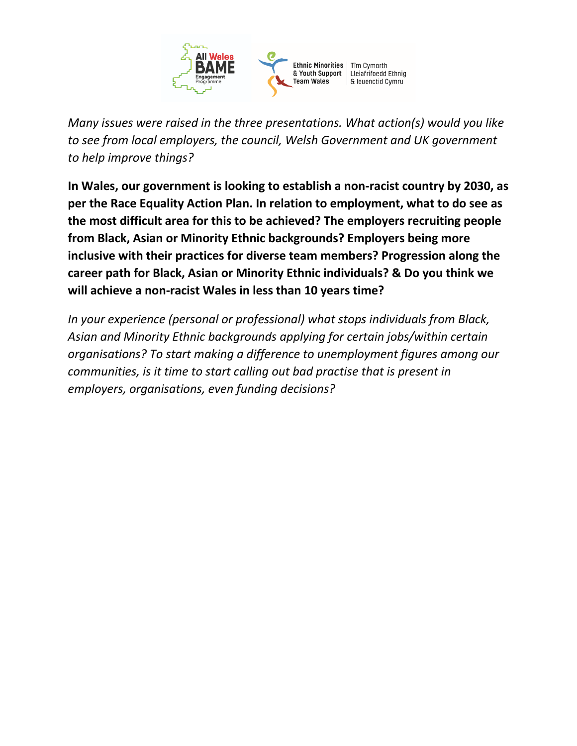*Many issues were raised in the three presentations. What action(s) would you like to see from local employers, the council, Welsh Government and UK government to help improve things?*

**In Wales, our government is looking to establish a non-racist country by 2030, as per the Race Equality Action Plan. In relation to employment, what to do see as the most difficult area for this to be achieved? The employers recruiting people from Black, Asian or Minority Ethnic backgrounds? Employers being more inclusive with their practices for diverse team members? Progression along the career path for Black, Asian or Minority Ethnic individuals? & Do you think we will achieve a non-racist Wales in less than 10 years time?**

*In your experience (personal or professional) what stops individuals from Black, Asian and Minority Ethnic backgrounds applying for certain jobs/within certain organisations? To start making a difference to unemployment figures among our communities, is it time to start calling out bad practise that is present in employers, organisations, even funding decisions?*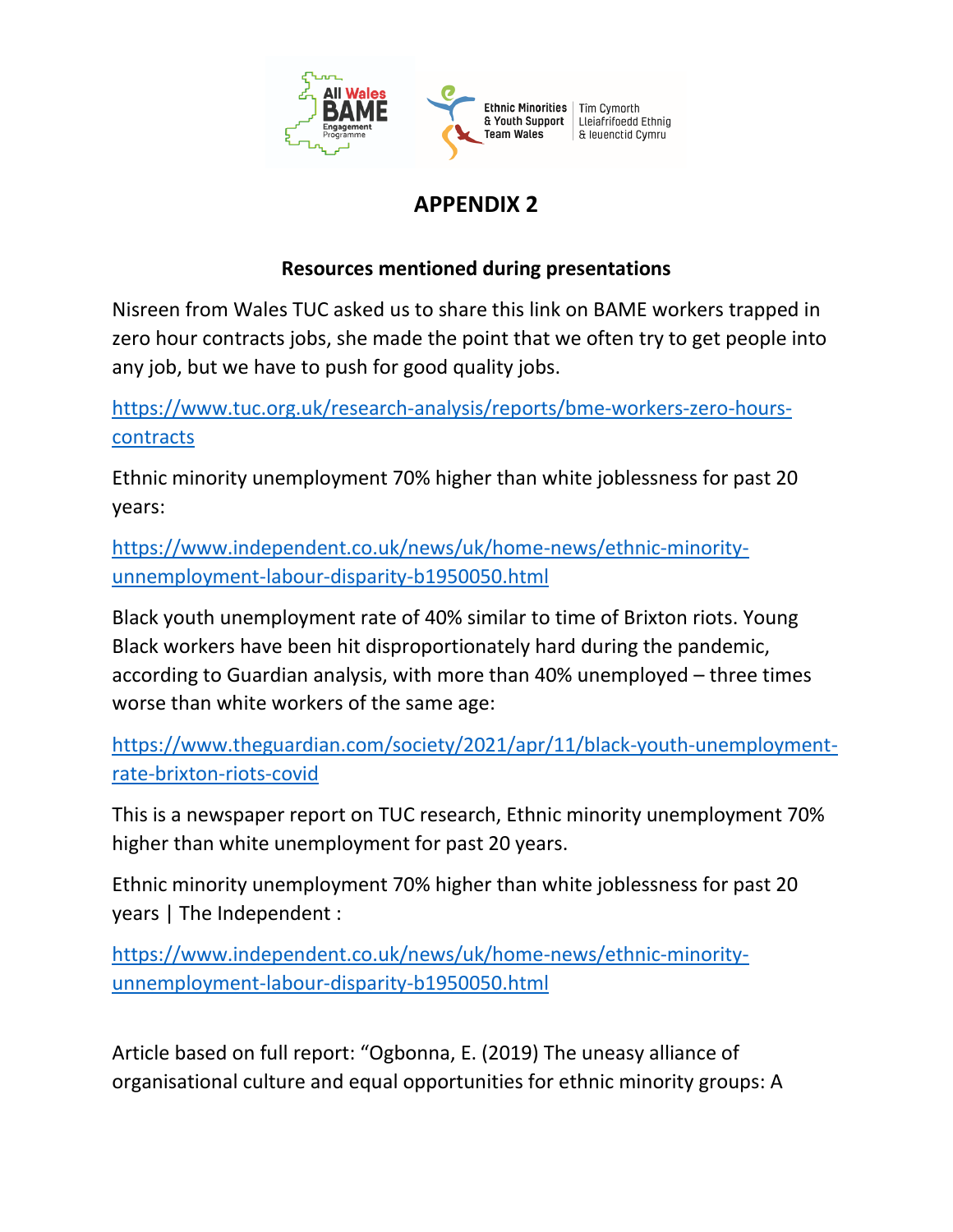# APPENDIX 2

### Resources mentioned during presentations

Nisreen from Wales TUC asked us to share this link on BAME workers trapped in zero hour contracts jobs, she made the point that we often try to get people into any job, but we have to push for good quality jobs.

https://www.tuc.org.uk/research-analysis/reports/bme-workers-zero-hours-contracts

Ethnic minority unemployment 70% higher than white joblessness for past 20 years:

https://www.independent.co.uk/news/uk/home-news/ethnic-minority-unemployment-labour-disparity-b1950050.html

Black youth unemployment rate of 40% similar to time of Brixton riots. Young Black workers have been hit disproportionately hard during the pandemic, according to Guardian analysis, with more than 40% unemployed – three times worse than white workers of the same age:

https://www.theguardian.com/society/2021/apr/11/black-youth-unemployment-rate-brixton-riots-covid

This is a newspaper report on TUC research, Ethnic minority unemployment 70% higher than white unemployment for past 20 years.

Ethnic minority unemployment 70% higher than white joblessness for past 20 years | The Independent :

https://www.independent.co.uk/news/uk/home-news/ethnic-minority-unemployment-labour-disparity-b1950050.html

Article based on full report: "Ogbonna, E. (2019) The uneasy alliance of organisational culture and equal opportunities for ethnic minority groups: A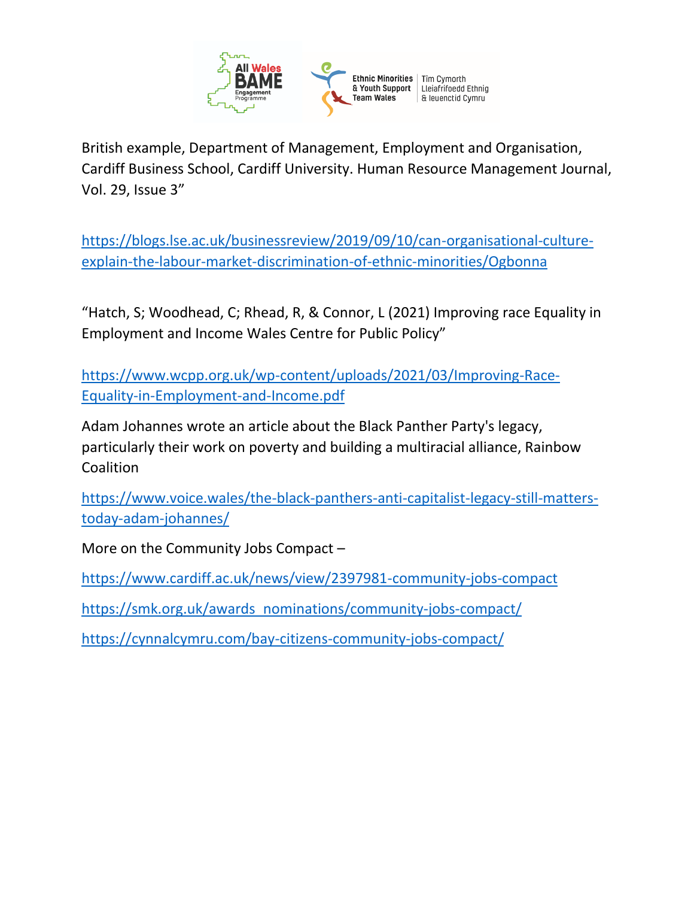British example, Department of Management, Employment and Organisation, Cardiff Business School, Cardiff University. Human Resource Management Journal, Vol. 29, Issue 3"

https://blogs.lse.ac.uk/businessreview/2019/09/10/can-organisational-culture-explain-the-labour-market-discrimination-of-ethnic-minorities/Ogbonna

"Hatch, S; Woodhead, C; Rhead, R, & Connor, L (2021) Improving race Equality in Employment and Income Wales Centre for Public Policy"

https://www.wcpp.org.uk/wp-content/uploads/2021/03/Improving-Race-Equality-in-Employment-and-Income.pdf

Adam Johannes wrote an article about the Black Panther Party's legacy, particularly their work on poverty and building a multiracial alliance, Rainbow Coalition

https://www.voice.wales/the-black-panthers-anti-capitalist-legacy-still-matters-today-adam-johannes/

More on the Community Jobs Compact –

https://www.cardiff.ac.uk/news/view/2397981-community-jobs-compact

https://smk.org.uk/awards_nominations/community-jobs-compact/

https://cynnalcymru.com/bay-citizens-community-jobs-compact/